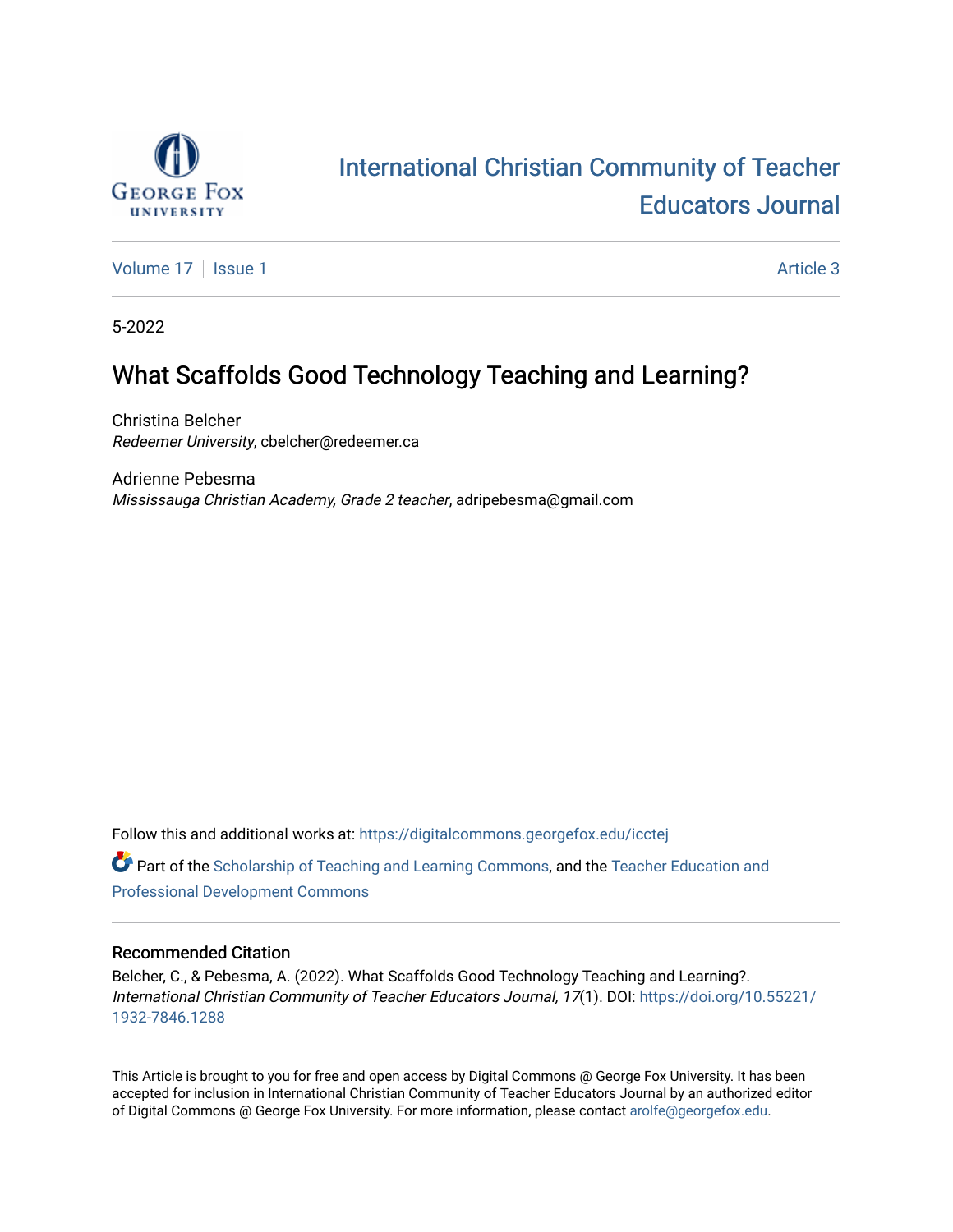International Christian Community of Teacher Educators Journal

Volume 17 | Issue 1 — Article 3

5-2022

# What Scaffolds Good Technology Teaching and Learning?

Christina Belcher
*Redeemer University*, cbelcher@redeemer.ca

Adrienne Pebesma
*Mississauga Christian Academy, Grade 2 teacher*, adripebesma@gmail.com

Follow this and additional works at: https://digitalcommons.georgefox.edu/icctej

Part of the Scholarship of Teaching and Learning Commons, and the Teacher Education and Professional Development Commons

## Recommended Citation

Belcher, C., & Pebesma, A. (2022). What Scaffolds Good Technology Teaching and Learning?. *International Christian Community of Teacher Educators Journal, 17*(1). DOI: https://doi.org/10.55221/1932-7846.1288

This Article is brought to you for free and open access by Digital Commons @ George Fox University. It has been accepted for inclusion in International Christian Community of Teacher Educators Journal by an authorized editor of Digital Commons @ George Fox University. For more information, please contact arolfe@georgefox.edu.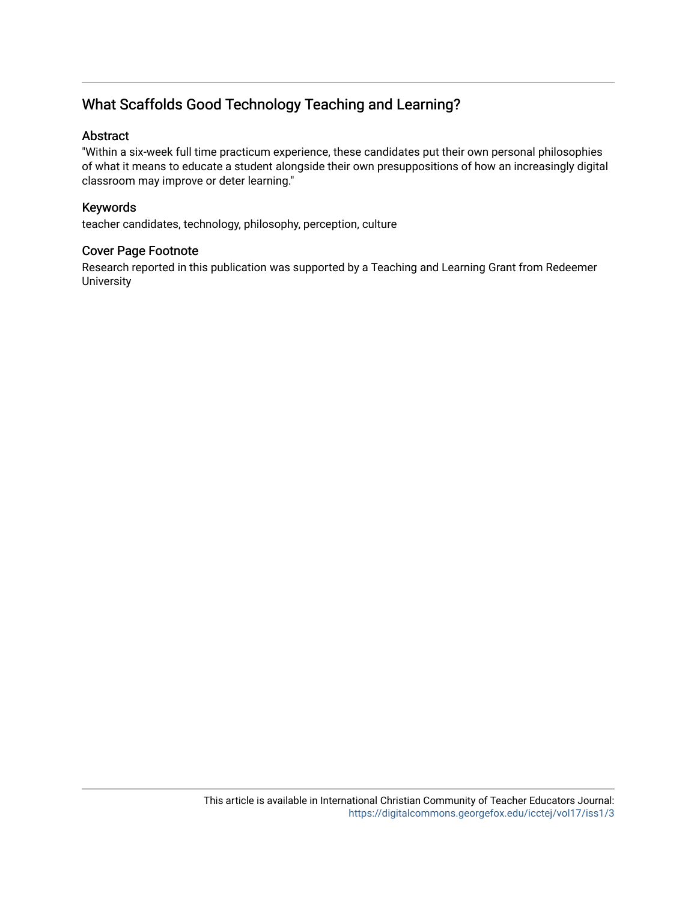## What Scaffolds Good Technology Teaching and Learning?

### Abstract

"Within a six-week full time practicum experience, these candidates put their own personal philosophies of what it means to educate a student alongside their own presuppositions of how an increasingly digital classroom may improve or deter learning."

### Keywords

teacher candidates, technology, philosophy, perception, culture

### Cover Page Footnote

Research reported in this publication was supported by a Teaching and Learning Grant from Redeemer University

This article is available in International Christian Community of Teacher Educators Journal: https://digitalcommons.georgefox.edu/icctej/vol17/iss1/3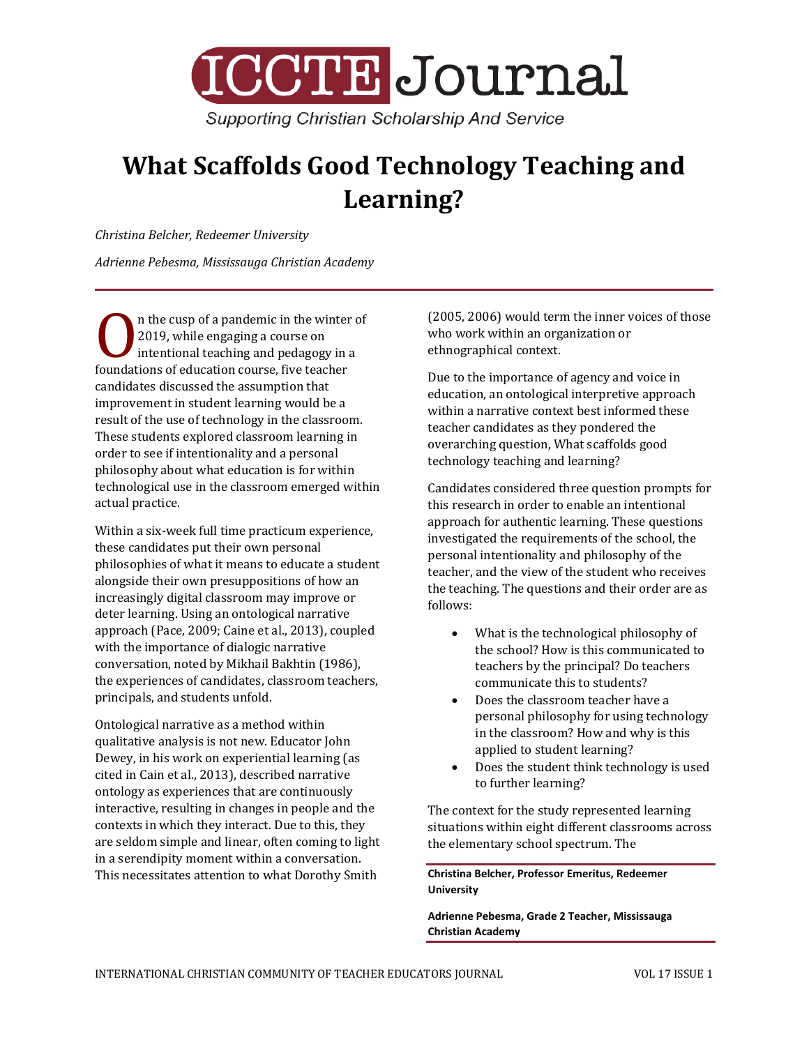# What Scaffolds Good Technology Teaching and Learning?

*Christina Belcher, Redeemer University*

*Adrienne Pebesma, Mississauga Christian Academy*

On the cusp of a pandemic in the winter of 2019, while engaging a course on intentional teaching and pedagogy in a foundations of education course, five teacher candidates discussed the assumption that improvement in student learning would be a result of the use of technology in the classroom. These students explored classroom learning in order to see if intentionality and a personal philosophy about what education is for within technological use in the classroom emerged within actual practice.

Within a six-week full time practicum experience, these candidates put their own personal philosophies of what it means to educate a student alongside their own presuppositions of how an increasingly digital classroom may improve or deter learning. Using an ontological narrative approach (Pace, 2009; Caine et al., 2013), coupled with the importance of dialogic narrative conversation, noted by Mikhail Bakhtin (1986), the experiences of candidates, classroom teachers, principals, and students unfold.

Ontological narrative as a method within qualitative analysis is not new. Educator John Dewey, in his work on experiential learning (as cited in Cain et al., 2013), described narrative ontology as experiences that are continuously interactive, resulting in changes in people and the contexts in which they interact. Due to this, they are seldom simple and linear, often coming to light in a serendipity moment within a conversation. This necessitates attention to what Dorothy Smith (2005, 2006) would term the inner voices of those who work within an organization or ethnographical context.

Due to the importance of agency and voice in education, an ontological interpretive approach within a narrative context best informed these teacher candidates as they pondered the overarching question, What scaffolds good technology teaching and learning?

Candidates considered three question prompts for this research in order to enable an intentional approach for authentic learning. These questions investigated the requirements of the school, the personal intentionality and philosophy of the teacher, and the view of the student who receives the teaching. The questions and their order are as follows:

- What is the technological philosophy of the school? How is this communicated to teachers by the principal? Do teachers communicate this to students?
- Does the classroom teacher have a personal philosophy for using technology in the classroom? How and why is this applied to student learning?
- Does the student think technology is used to further learning?

The context for the study represented learning situations within eight different classrooms across the elementary school spectrum. The

**Christina Belcher, Professor Emeritus, Redeemer University**

**Adrienne Pebesma, Grade 2 Teacher, Mississauga Christian Academy**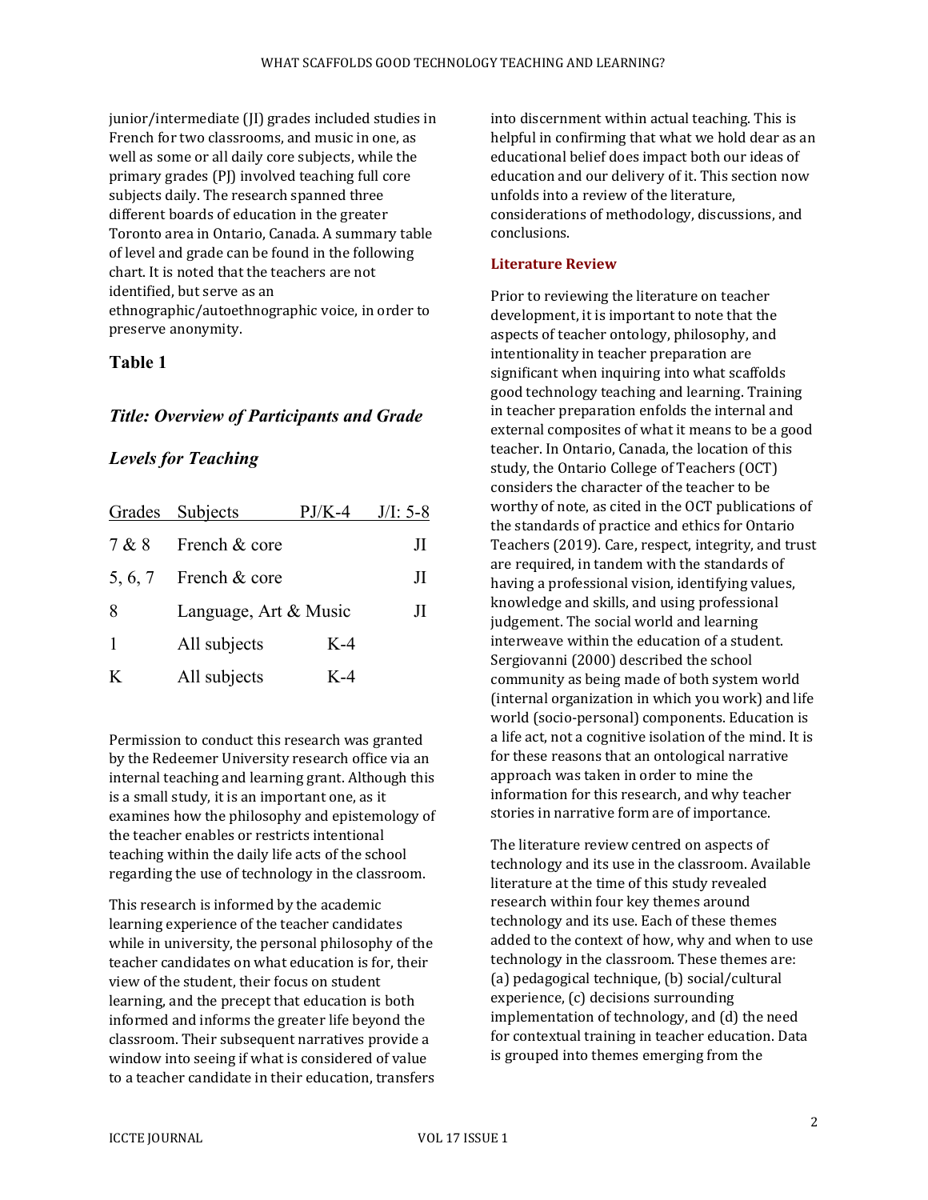junior/intermediate (JI) grades included studies in French for two classrooms, and music in one, as well as some or all daily core subjects, while the primary grades (PJ) involved teaching full core subjects daily. The research spanned three different boards of education in the greater Toronto area in Ontario, Canada. A summary table of level and grade can be found in the following chart. It is noted that the teachers are not identified, but serve as an ethnographic/autoethnographic voice, in order to preserve anonymity.

**Table 1**

***Title: Overview of Participants and Grade Levels for Teaching***

| Grades | Subjects | PJ/K-4 | J/I: 5-8 |
|---|---|---|---|
| 7 & 8 | French & core | | JI |
| 5, 6, 7 | French & core | | JI |
| 8 | Language, Art & Music | | JI |
| 1 | All subjects | K-4 | |
| K | All subjects | K-4 | |

Permission to conduct this research was granted by the Redeemer University research office via an internal teaching and learning grant. Although this is a small study, it is an important one, as it examines how the philosophy and epistemology of the teacher enables or restricts intentional teaching within the daily life acts of the school regarding the use of technology in the classroom.

This research is informed by the academic learning experience of the teacher candidates while in university, the personal philosophy of the teacher candidates on what education is for, their view of the student, their focus on student learning, and the precept that education is both informed and informs the greater life beyond the classroom. Their subsequent narratives provide a window into seeing if what is considered of value to a teacher candidate in their education, transfers into discernment within actual teaching. This is helpful in confirming that what we hold dear as an educational belief does impact both our ideas of education and our delivery of it. This section now unfolds into a review of the literature, considerations of methodology, discussions, and conclusions.

## Literature Review

Prior to reviewing the literature on teacher development, it is important to note that the aspects of teacher ontology, philosophy, and intentionality in teacher preparation are significant when inquiring into what scaffolds good technology teaching and learning. Training in teacher preparation enfolds the internal and external composites of what it means to be a good teacher. In Ontario, Canada, the location of this study, the Ontario College of Teachers (OCT) considers the character of the teacher to be worthy of note, as cited in the OCT publications of the standards of practice and ethics for Ontario Teachers (2019). Care, respect, integrity, and trust are required, in tandem with the standards of having a professional vision, identifying values, knowledge and skills, and using professional judgement. The social world and learning interweave within the education of a student. Sergiovanni (2000) described the school community as being made of both system world (internal organization in which you work) and life world (socio-personal) components. Education is a life act, not a cognitive isolation of the mind. It is for these reasons that an ontological narrative approach was taken in order to mine the information for this research, and why teacher stories in narrative form are of importance.

The literature review centred on aspects of technology and its use in the classroom. Available literature at the time of this study revealed research within four key themes around technology and its use. Each of these themes added to the context of how, why and when to use technology in the classroom. These themes are: (a) pedagogical technique, (b) social/cultural experience, (c) decisions surrounding implementation of technology, and (d) the need for contextual training in teacher education. Data is grouped into themes emerging from the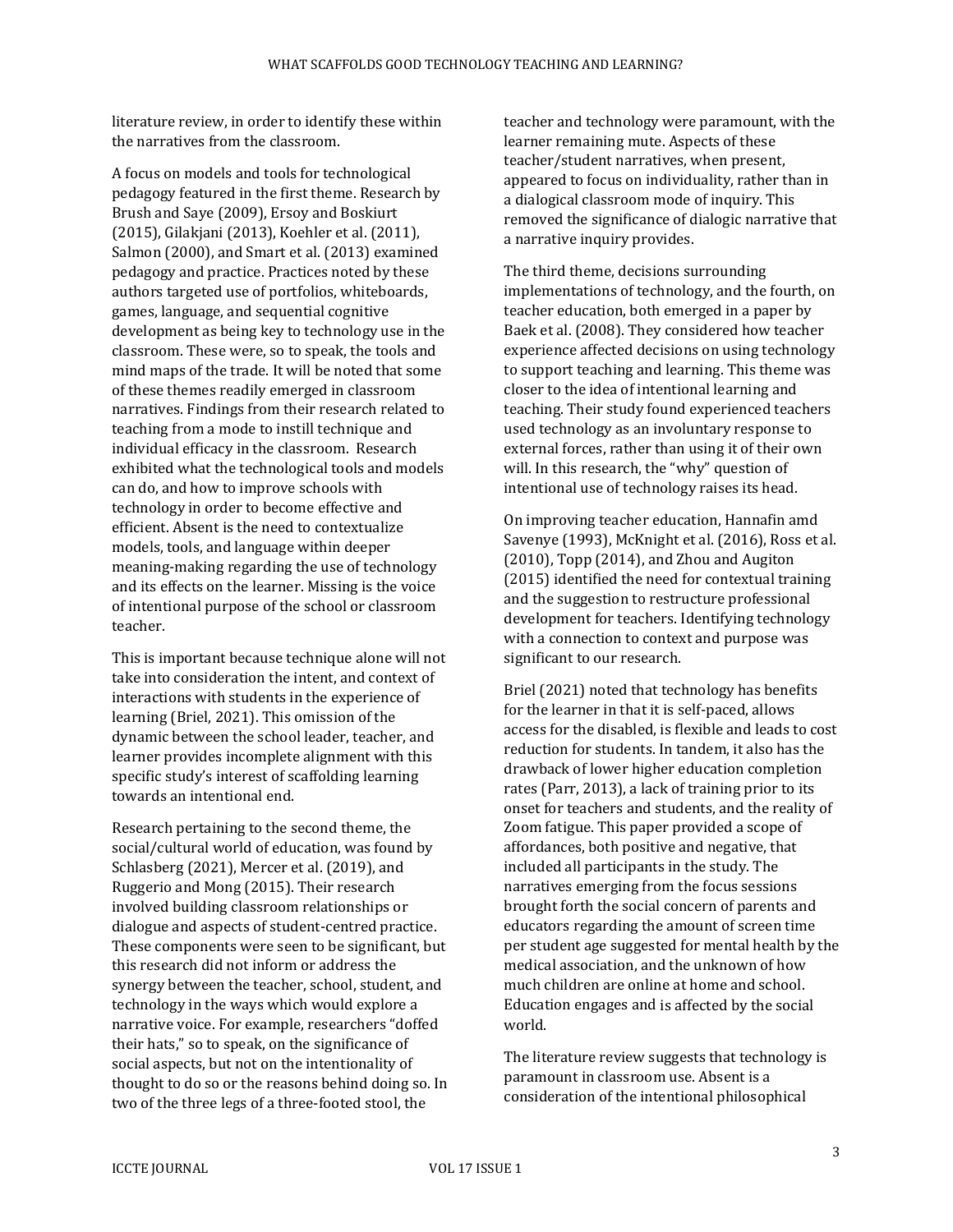literature review, in order to identify these within the narratives from the classroom.

A focus on models and tools for technological pedagogy featured in the first theme. Research by Brush and Saye (2009), Ersoy and Boskiurt (2015), Gilakjani (2013), Koehler et al. (2011), Salmon (2000), and Smart et al. (2013) examined pedagogy and practice. Practices noted by these authors targeted use of portfolios, whiteboards, games, language, and sequential cognitive development as being key to technology use in the classroom. These were, so to speak, the tools and mind maps of the trade. It will be noted that some of these themes readily emerged in classroom narratives. Findings from their research related to teaching from a mode to instill technique and individual efficacy in the classroom. Research exhibited what the technological tools and models can do, and how to improve schools with technology in order to become effective and efficient. Absent is the need to contextualize models, tools, and language within deeper meaning-making regarding the use of technology and its effects on the learner. Missing is the voice of intentional purpose of the school or classroom teacher.

This is important because technique alone will not take into consideration the intent, and context of interactions with students in the experience of learning (Briel, 2021). This omission of the dynamic between the school leader, teacher, and learner provides incomplete alignment with this specific study's interest of scaffolding learning towards an intentional end.

Research pertaining to the second theme, the social/cultural world of education, was found by Schlasberg (2021), Mercer et al. (2019), and Ruggerio and Mong (2015). Their research involved building classroom relationships or dialogue and aspects of student-centred practice. These components were seen to be significant, but this research did not inform or address the synergy between the teacher, school, student, and technology in the ways which would explore a narrative voice. For example, researchers "doffed their hats," so to speak, on the significance of social aspects, but not on the intentionality of thought to do so or the reasons behind doing so. In two of the three legs of a three-footed stool, the teacher and technology were paramount, with the learner remaining mute. Aspects of these teacher/student narratives, when present, appeared to focus on individuality, rather than in a dialogical classroom mode of inquiry. This removed the significance of dialogic narrative that a narrative inquiry provides.

The third theme, decisions surrounding implementations of technology, and the fourth, on teacher education, both emerged in a paper by Baek et al. (2008). They considered how teacher experience affected decisions on using technology to support teaching and learning. This theme was closer to the idea of intentional learning and teaching. Their study found experienced teachers used technology as an involuntary response to external forces, rather than using it of their own will. In this research, the "why" question of intentional use of technology raises its head.

On improving teacher education, Hannafin amd Savenye (1993), McKnight et al. (2016), Ross et al. (2010), Topp (2014), and Zhou and Augiton (2015) identified the need for contextual training and the suggestion to restructure professional development for teachers. Identifying technology with a connection to context and purpose was significant to our research.

Briel (2021) noted that technology has benefits for the learner in that it is self-paced, allows access for the disabled, is flexible and leads to cost reduction for students. In tandem, it also has the drawback of lower higher education completion rates (Parr, 2013), a lack of training prior to its onset for teachers and students, and the reality of Zoom fatigue. This paper provided a scope of affordances, both positive and negative, that included all participants in the study. The narratives emerging from the focus sessions brought forth the social concern of parents and educators regarding the amount of screen time per student age suggested for mental health by the medical association, and the unknown of how much children are online at home and school. Education engages and is affected by the social world.

The literature review suggests that technology is paramount in classroom use. Absent is a consideration of the intentional philosophical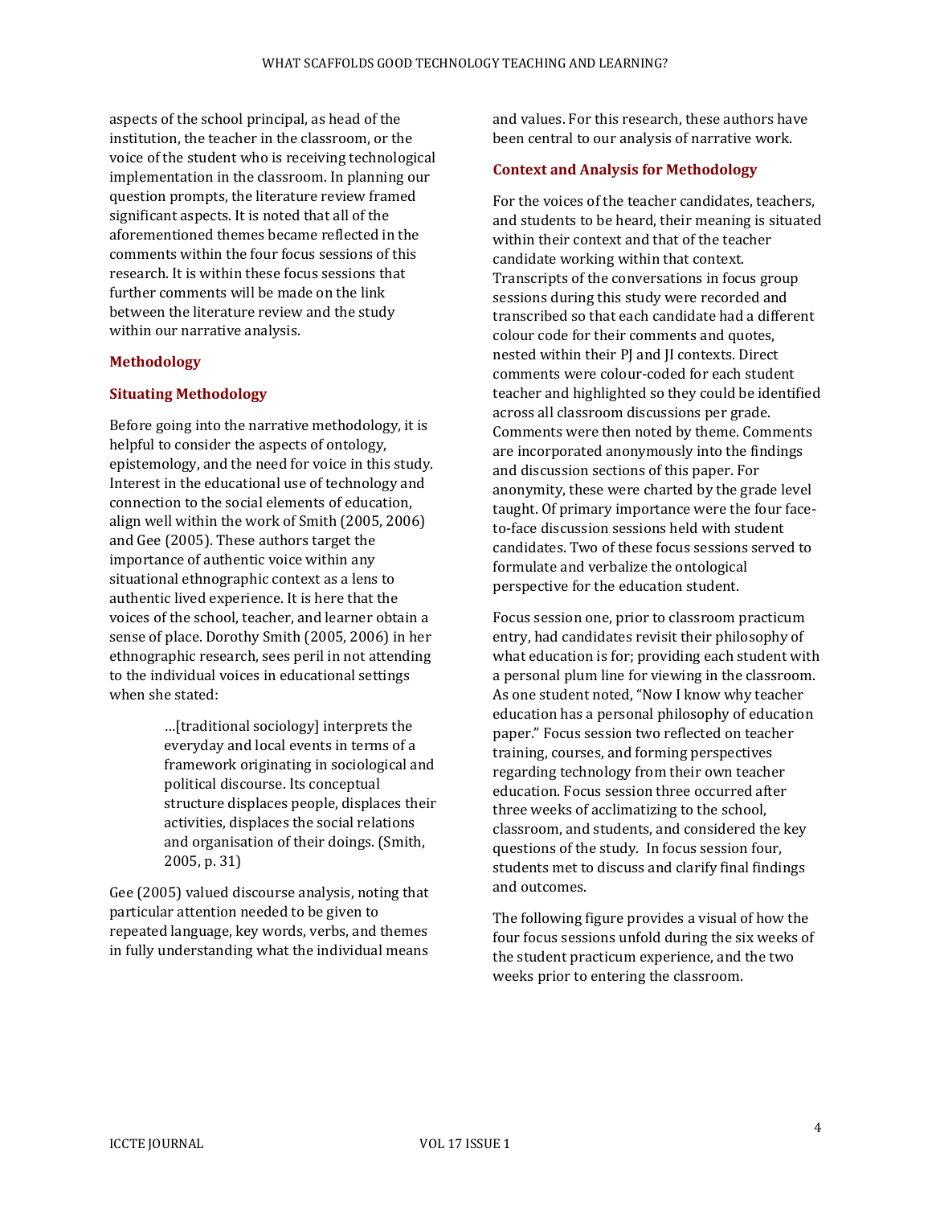aspects of the school principal, as head of the institution, the teacher in the classroom, or the voice of the student who is receiving technological implementation in the classroom. In planning our question prompts, the literature review framed significant aspects. It is noted that all of the aforementioned themes became reflected in the comments within the four focus sessions of this research. It is within these focus sessions that further comments will be made on the link between the literature review and the study within our narrative analysis.

## Methodology

### Situating Methodology

Before going into the narrative methodology, it is helpful to consider the aspects of ontology, epistemology, and the need for voice in this study. Interest in the educational use of technology and connection to the social elements of education, align well within the work of Smith (2005, 2006) and Gee (2005). These authors target the importance of authentic voice within any situational ethnographic context as a lens to authentic lived experience. It is here that the voices of the school, teacher, and learner obtain a sense of place. Dorothy Smith (2005, 2006) in her ethnographic research, sees peril in not attending to the individual voices in educational settings when she stated:

> …[traditional sociology] interprets the everyday and local events in terms of a framework originating in sociological and political discourse. Its conceptual structure displaces people, displaces their activities, displaces the social relations and organisation of their doings. (Smith, 2005, p. 31)

Gee (2005) valued discourse analysis, noting that particular attention needed to be given to repeated language, key words, verbs, and themes in fully understanding what the individual means and values. For this research, these authors have been central to our analysis of narrative work.

### Context and Analysis for Methodology

For the voices of the teacher candidates, teachers, and students to be heard, their meaning is situated within their context and that of the teacher candidate working within that context. Transcripts of the conversations in focus group sessions during this study were recorded and transcribed so that each candidate had a different colour code for their comments and quotes, nested within their PJ and JI contexts. Direct comments were colour-coded for each student teacher and highlighted so they could be identified across all classroom discussions per grade. Comments were then noted by theme. Comments are incorporated anonymously into the findings and discussion sections of this paper. For anonymity, these were charted by the grade level taught. Of primary importance were the four face-to-face discussion sessions held with student candidates. Two of these focus sessions served to formulate and verbalize the ontological perspective for the education student.

Focus session one, prior to classroom practicum entry, had candidates revisit their philosophy of what education is for; providing each student with a personal plum line for viewing in the classroom. As one student noted, "Now I know why teacher education has a personal philosophy of education paper." Focus session two reflected on teacher training, courses, and forming perspectives regarding technology from their own teacher education. Focus session three occurred after three weeks of acclimatizing to the school, classroom, and students, and considered the key questions of the study. In focus session four, students met to discuss and clarify final findings and outcomes.

The following figure provides a visual of how the four focus sessions unfold during the six weeks of the student practicum experience, and the two weeks prior to entering the classroom.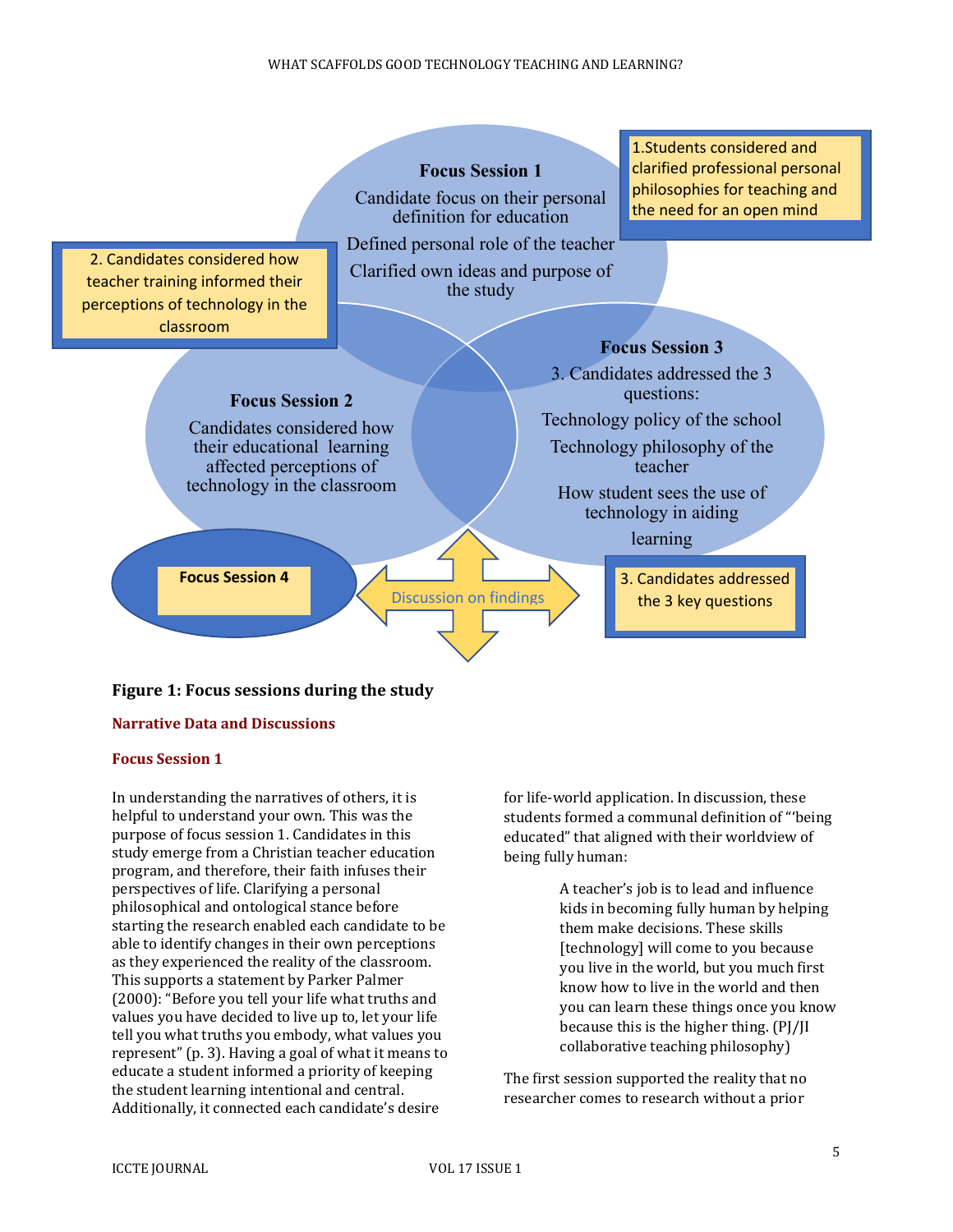**Focus Session 1**

Candidate focus on their personal definition for education

Defined personal role of the teacher

Clarified own ideas and purpose of the study

1.Students considered and clarified professional personal philosophies for teaching and the need for an open mind

2. Candidates considered how teacher training informed their perceptions of technology in the classroom

**Focus Session 2**

Candidates considered how their educational learning affected perceptions of technology in the classroom

**Focus Session 3**

3. Candidates addressed the 3 questions:

Technology policy of the school

Technology philosophy of the teacher

How student sees the use of technology in aiding learning

**Focus Session 4**

Discussion on findings

3. Candidates addressed the 3 key questions

**Figure 1: Focus sessions during the study**

## Narrative Data and Discussions

### Focus Session 1

In understanding the narratives of others, it is helpful to understand your own. This was the purpose of focus session 1. Candidates in this study emerge from a Christian teacher education program, and therefore, their faith infuses their perspectives of life. Clarifying a personal philosophical and ontological stance before starting the research enabled each candidate to be able to identify changes in their own perceptions as they experienced the reality of the classroom. This supports a statement by Parker Palmer (2000): "Before you tell your life what truths and values you have decided to live up to, let your life tell you what truths you embody, what values you represent" (p. 3). Having a goal of what it means to educate a student informed a priority of keeping the student learning intentional and central. Additionally, it connected each candidate's desire for life-world application. In discussion, these students formed a communal definition of "'being educated" that aligned with their worldview of being fully human:

> A teacher's job is to lead and influence kids in becoming fully human by helping them make decisions. These skills [technology] will come to you because you live in the world, but you much first know how to live in the world and then you can learn these things once you know because this is the higher thing. (PJ/JI collaborative teaching philosophy)

The first session supported the reality that no researcher comes to research without a prior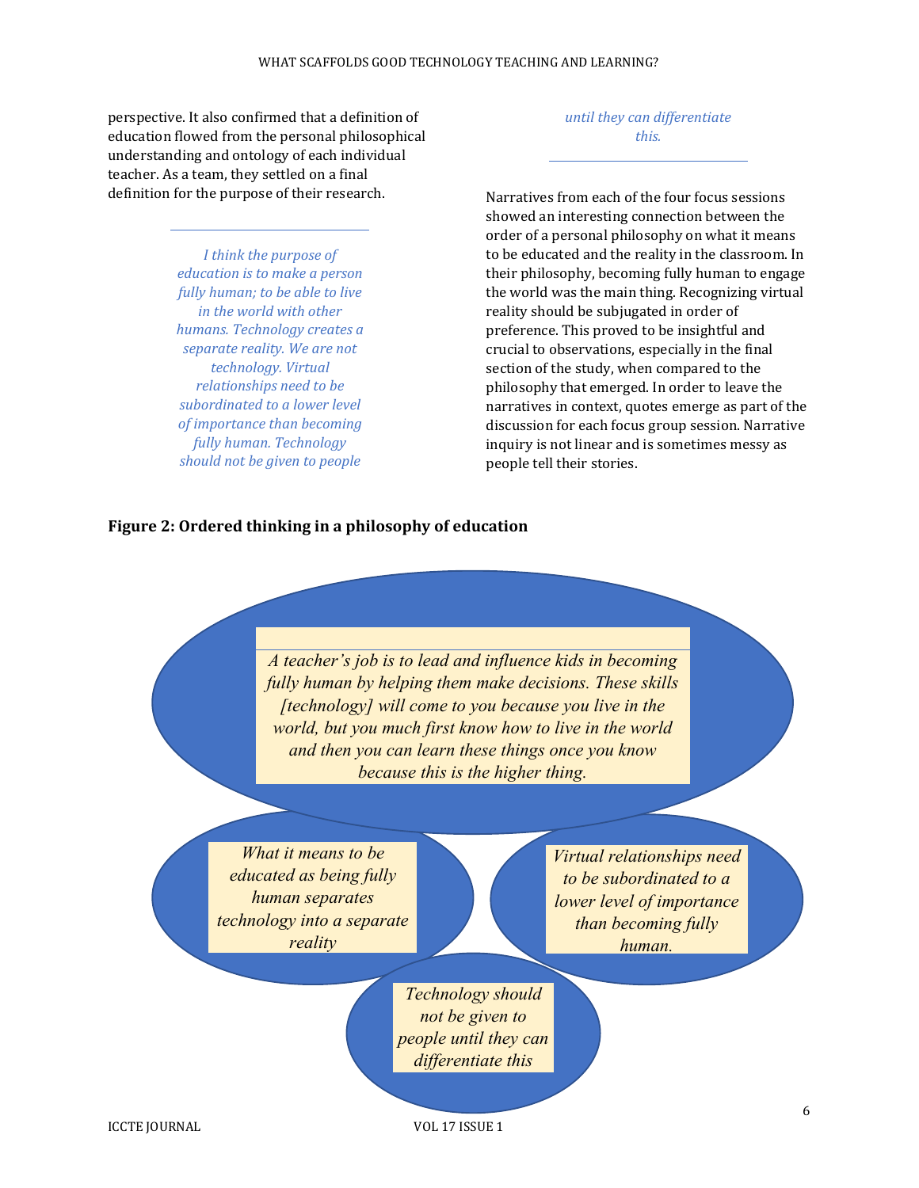perspective. It also confirmed that a definition of education flowed from the personal philosophical understanding and ontology of each individual teacher. As a team, they settled on a final definition for the purpose of their research.

> *I think the purpose of education is to make a person fully human; to be able to live in the world with other humans. Technology creates a separate reality. We are not technology. Virtual relationships need to be subordinated to a lower level of importance than becoming fully human. Technology should not be given to people until they can differentiate this.*

Narratives from each of the four focus sessions showed an interesting connection between the order of a personal philosophy on what it means to be educated and the reality in the classroom. In their philosophy, becoming fully human to engage the world was the main thing. Recognizing virtual reality should be subjugated in order of preference. This proved to be insightful and crucial to observations, especially in the final section of the study, when compared to the philosophy that emerged. In order to leave the narratives in context, quotes emerge as part of the discussion for each focus group session. Narrative inquiry is not linear and is sometimes messy as people tell their stories.

**Figure 2: Ordered thinking in a philosophy of education**

*A teacher's job is to lead and influence kids in becoming fully human by helping them make decisions. These skills [technology] will come to you because you live in the world, but you much first know how to live in the world and then you can learn these things once you know because this is the higher thing.*

*What it means to be educated as being fully human separates technology into a separate reality*

*Virtual relationships need to be subordinated to a lower level of importance than becoming fully human.*

*Technology should not be given to people until they can differentiate this*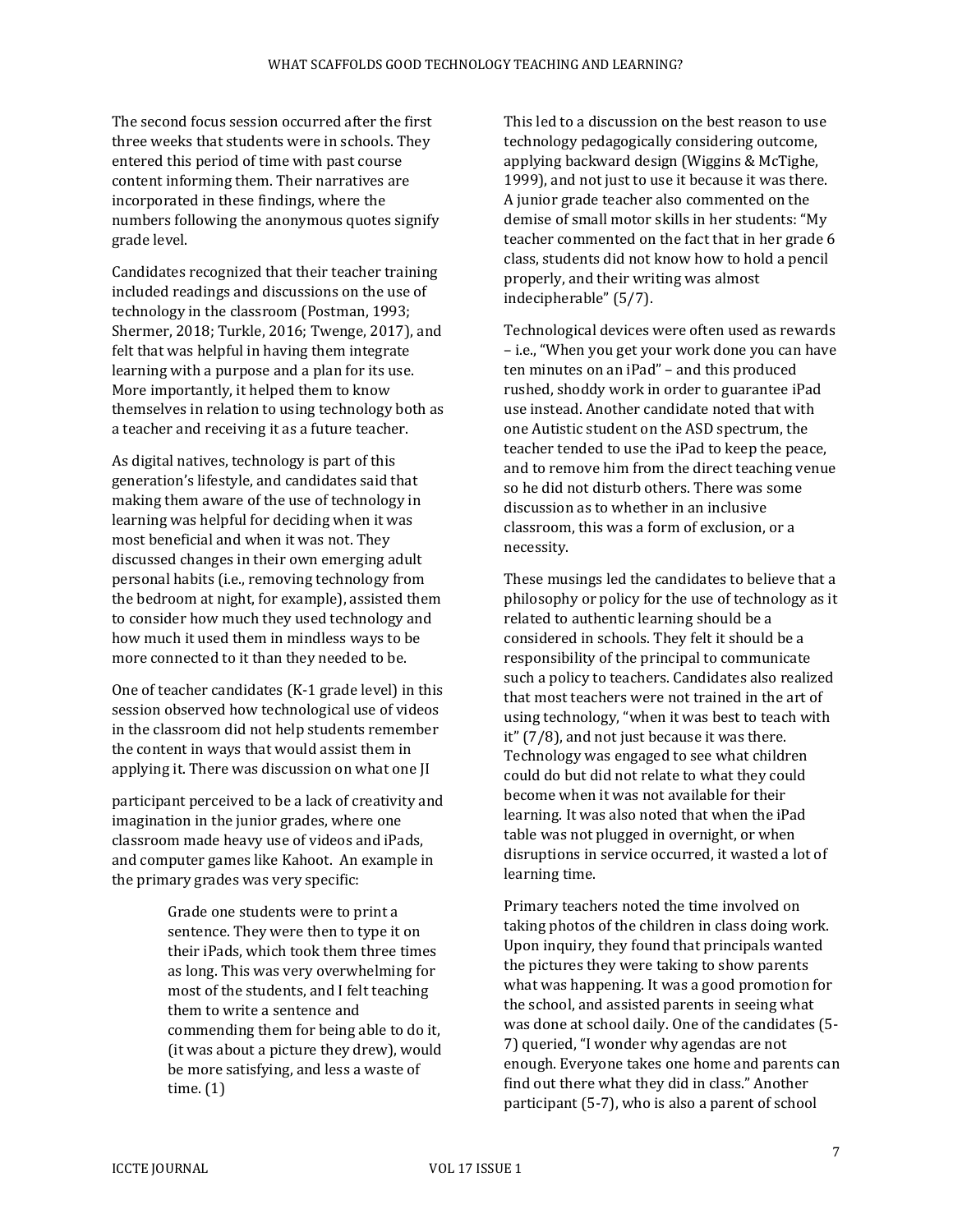The second focus session occurred after the first three weeks that students were in schools. They entered this period of time with past course content informing them. Their narratives are incorporated in these findings, where the numbers following the anonymous quotes signify grade level.

Candidates recognized that their teacher training included readings and discussions on the use of technology in the classroom (Postman, 1993; Shermer, 2018; Turkle, 2016; Twenge, 2017), and felt that was helpful in having them integrate learning with a purpose and a plan for its use. More importantly, it helped them to know themselves in relation to using technology both as a teacher and receiving it as a future teacher.

As digital natives, technology is part of this generation's lifestyle, and candidates said that making them aware of the use of technology in learning was helpful for deciding when it was most beneficial and when it was not. They discussed changes in their own emerging adult personal habits (i.e., removing technology from the bedroom at night, for example), assisted them to consider how much they used technology and how much it used them in mindless ways to be more connected to it than they needed to be.

One of teacher candidates (K-1 grade level) in this session observed how technological use of videos in the classroom did not help students remember the content in ways that would assist them in applying it. There was discussion on what one JI participant perceived to be a lack of creativity and imagination in the junior grades, where one classroom made heavy use of videos and iPads, and computer games like Kahoot. An example in the primary grades was very specific:

> Grade one students were to print a sentence. They were then to type it on their iPads, which took them three times as long. This was very overwhelming for most of the students, and I felt teaching them to write a sentence and commending them for being able to do it, (it was about a picture they drew), would be more satisfying, and less a waste of time. (1)

This led to a discussion on the best reason to use technology pedagogically considering outcome, applying backward design (Wiggins & McTighe, 1999), and not just to use it because it was there. A junior grade teacher also commented on the demise of small motor skills in her students: "My teacher commented on the fact that in her grade 6 class, students did not know how to hold a pencil properly, and their writing was almost indecipherable" (5/7).

Technological devices were often used as rewards – i.e., "When you get your work done you can have ten minutes on an iPad" – and this produced rushed, shoddy work in order to guarantee iPad use instead. Another candidate noted that with one Autistic student on the ASD spectrum, the teacher tended to use the iPad to keep the peace, and to remove him from the direct teaching venue so he did not disturb others. There was some discussion as to whether in an inclusive classroom, this was a form of exclusion, or a necessity.

These musings led the candidates to believe that a philosophy or policy for the use of technology as it related to authentic learning should be a considered in schools. They felt it should be a responsibility of the principal to communicate such a policy to teachers. Candidates also realized that most teachers were not trained in the art of using technology, "when it was best to teach with it" (7/8), and not just because it was there. Technology was engaged to see what children could do but did not relate to what they could become when it was not available for their learning. It was also noted that when the iPad table was not plugged in overnight, or when disruptions in service occurred, it wasted a lot of learning time.

Primary teachers noted the time involved on taking photos of the children in class doing work. Upon inquiry, they found that principals wanted the pictures they were taking to show parents what was happening. It was a good promotion for the school, and assisted parents in seeing what was done at school daily. One of the candidates (5-7) queried, "I wonder why agendas are not enough. Everyone takes one home and parents can find out there what they did in class." Another participant (5-7), who is also a parent of school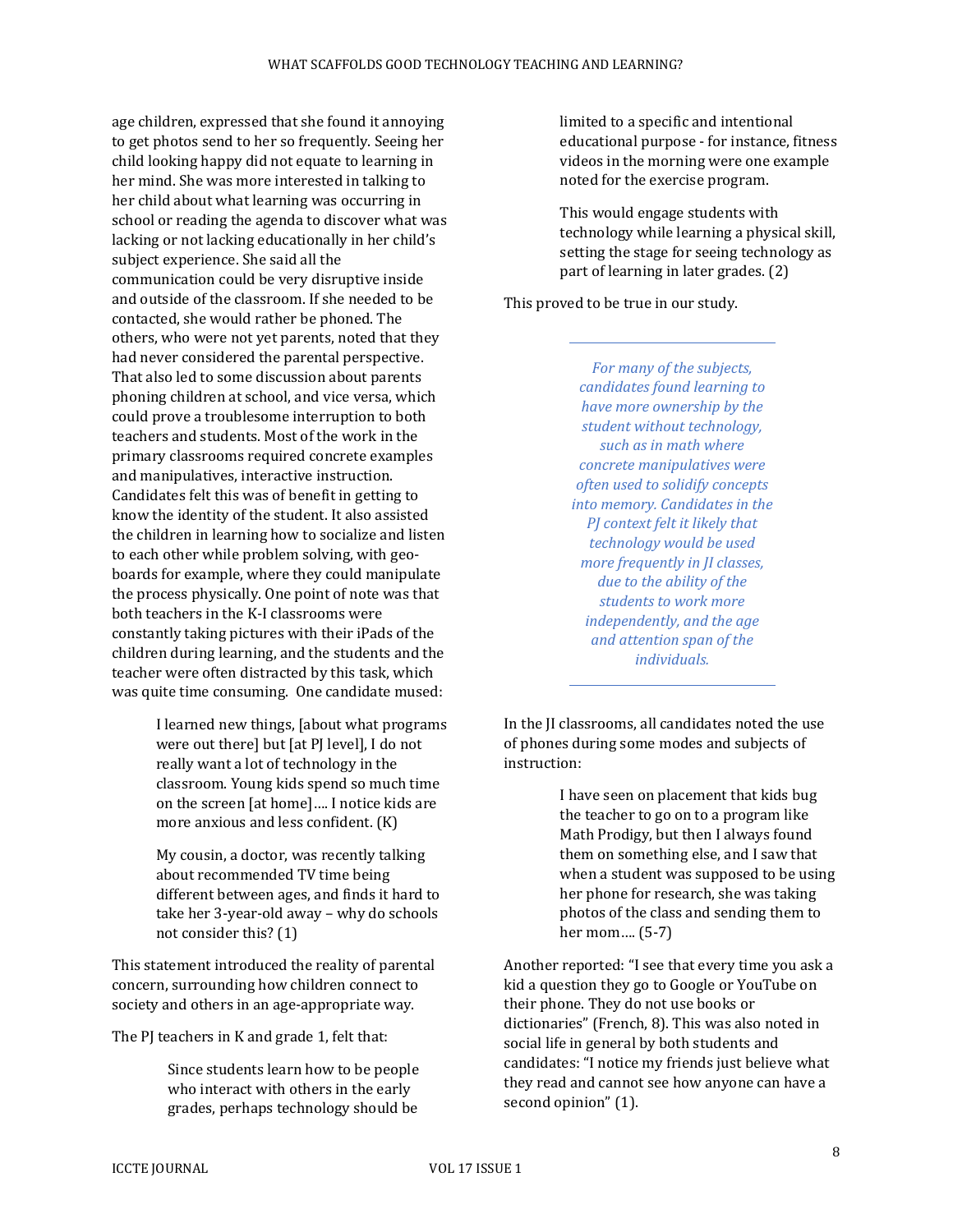age children, expressed that she found it annoying to get photos send to her so frequently. Seeing her child looking happy did not equate to learning in her mind. She was more interested in talking to her child about what learning was occurring in school or reading the agenda to discover what was lacking or not lacking educationally in her child's subject experience. She said all the communication could be very disruptive inside and outside of the classroom. If she needed to be contacted, she would rather be phoned. The others, who were not yet parents, noted that they had never considered the parental perspective. That also led to some discussion about parents phoning children at school, and vice versa, which could prove a troublesome interruption to both teachers and students. Most of the work in the primary classrooms required concrete examples and manipulatives, interactive instruction. Candidates felt this was of benefit in getting to know the identity of the student. It also assisted the children in learning how to socialize and listen to each other while problem solving, with geo-boards for example, where they could manipulate the process physically. One point of note was that both teachers in the K-I classrooms were constantly taking pictures with their iPads of the children during learning, and the students and the teacher were often distracted by this task, which was quite time consuming. One candidate mused:

> I learned new things, [about what programs were out there] but [at PJ level], I do not really want a lot of technology in the classroom. Young kids spend so much time on the screen [at home]…. I notice kids are more anxious and less confident. (K)
>
> My cousin, a doctor, was recently talking about recommended TV time being different between ages, and finds it hard to take her 3-year-old away – why do schools not consider this? (1)

This statement introduced the reality of parental concern, surrounding how children connect to society and others in an age-appropriate way.

The PJ teachers in K and grade 1, felt that:

> Since students learn how to be people who interact with others in the early grades, perhaps technology should be limited to a specific and intentional educational purpose - for instance, fitness videos in the morning were one example noted for the exercise program.
>
> This would engage students with technology while learning a physical skill, setting the stage for seeing technology as part of learning in later grades. (2)

This proved to be true in our study.

---

*For many of the subjects, candidates found learning to have more ownership by the student without technology, such as in math where concrete manipulatives were often used to solidify concepts into memory. Candidates in the PJ context felt it likely that technology would be used more frequently in JI classes, due to the ability of the students to work more independently, and the age and attention span of the individuals.*

---

In the JI classrooms, all candidates noted the use of phones during some modes and subjects of instruction:

> I have seen on placement that kids bug the teacher to go on to a program like Math Prodigy, but then I always found them on something else, and I saw that when a student was supposed to be using her phone for research, she was taking photos of the class and sending them to her mom…. (5-7)

Another reported: "I see that every time you ask a kid a question they go to Google or YouTube on their phone. They do not use books or dictionaries" (French, 8). This was also noted in social life in general by both students and candidates: "I notice my friends just believe what they read and cannot see how anyone can have a second opinion" (1).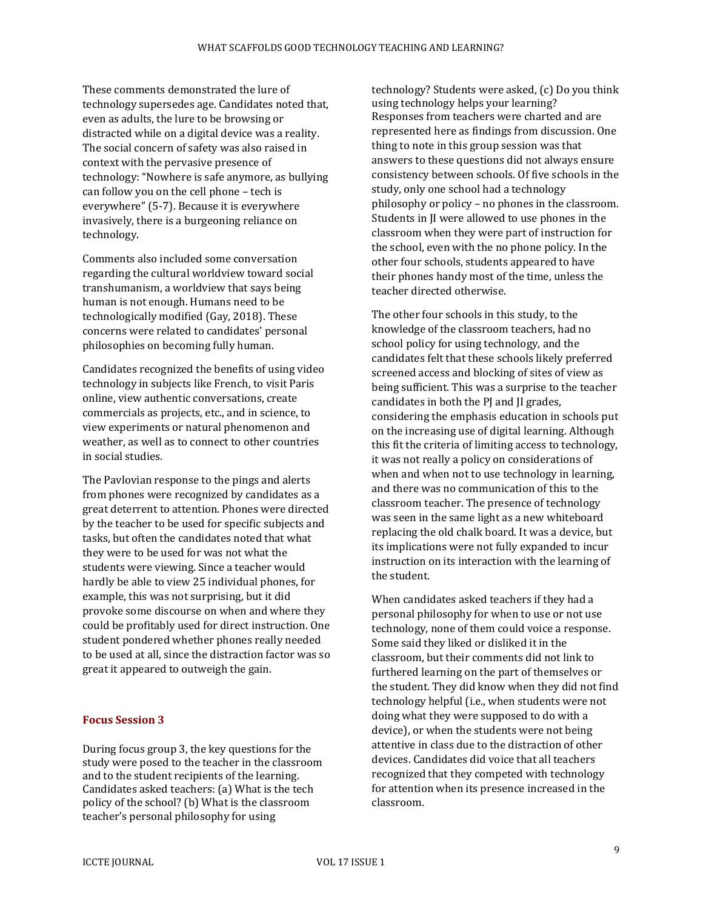These comments demonstrated the lure of technology supersedes age. Candidates noted that, even as adults, the lure to be browsing or distracted while on a digital device was a reality. The social concern of safety was also raised in context with the pervasive presence of technology: "Nowhere is safe anymore, as bullying can follow you on the cell phone – tech is everywhere" (5-7). Because it is everywhere invasively, there is a burgeoning reliance on technology.

Comments also included some conversation regarding the cultural worldview toward social transhumanism, a worldview that says being human is not enough. Humans need to be technologically modified (Gay, 2018). These concerns were related to candidates' personal philosophies on becoming fully human.

Candidates recognized the benefits of using video technology in subjects like French, to visit Paris online, view authentic conversations, create commercials as projects, etc., and in science, to view experiments or natural phenomenon and weather, as well as to connect to other countries in social studies.

The Pavlovian response to the pings and alerts from phones were recognized by candidates as a great deterrent to attention. Phones were directed by the teacher to be used for specific subjects and tasks, but often the candidates noted that what they were to be used for was not what the students were viewing. Since a teacher would hardly be able to view 25 individual phones, for example, this was not surprising, but it did provoke some discourse on when and where they could be profitably used for direct instruction. One student pondered whether phones really needed to be used at all, since the distraction factor was so great it appeared to outweigh the gain.

### Focus Session 3

During focus group 3, the key questions for the study were posed to the teacher in the classroom and to the student recipients of the learning. Candidates asked teachers: (a) What is the tech policy of the school? (b) What is the classroom teacher's personal philosophy for using technology? Students were asked, (c) Do you think using technology helps your learning? Responses from teachers were charted and are represented here as findings from discussion. One thing to note in this group session was that answers to these questions did not always ensure consistency between schools. Of five schools in the study, only one school had a technology philosophy or policy – no phones in the classroom. Students in JI were allowed to use phones in the classroom when they were part of instruction for the school, even with the no phone policy. In the other four schools, students appeared to have their phones handy most of the time, unless the teacher directed otherwise.

The other four schools in this study, to the knowledge of the classroom teachers, had no school policy for using technology, and the candidates felt that these schools likely preferred screened access and blocking of sites of view as being sufficient. This was a surprise to the teacher candidates in both the PJ and JI grades, considering the emphasis education in schools put on the increasing use of digital learning. Although this fit the criteria of limiting access to technology, it was not really a policy on considerations of when and when not to use technology in learning, and there was no communication of this to the classroom teacher. The presence of technology was seen in the same light as a new whiteboard replacing the old chalk board. It was a device, but its implications were not fully expanded to incur instruction on its interaction with the learning of the student.

When candidates asked teachers if they had a personal philosophy for when to use or not use technology, none of them could voice a response. Some said they liked or disliked it in the classroom, but their comments did not link to furthered learning on the part of themselves or the student. They did know when they did not find technology helpful (i.e., when students were not doing what they were supposed to do with a device), or when the students were not being attentive in class due to the distraction of other devices. Candidates did voice that all teachers recognized that they competed with technology for attention when its presence increased in the classroom.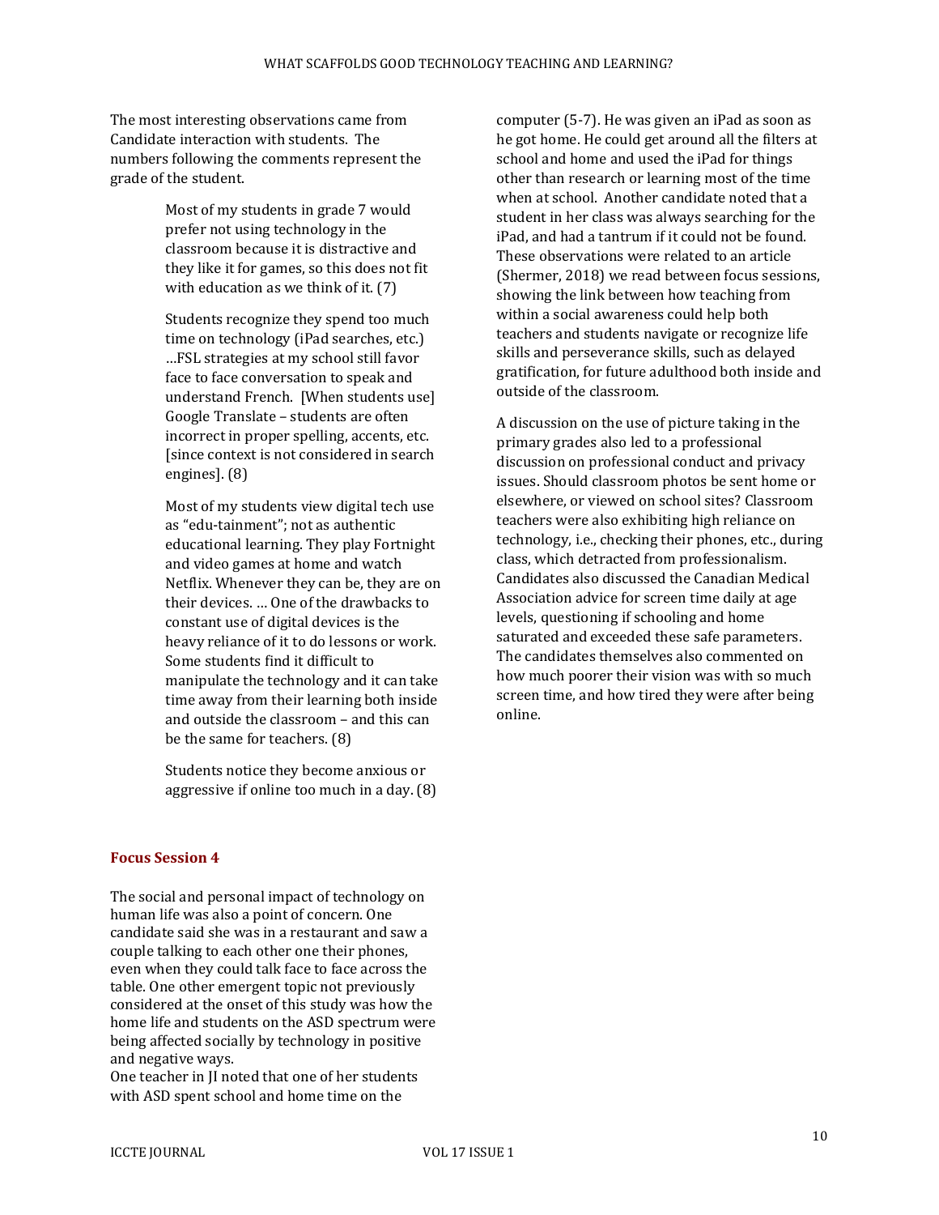The most interesting observations came from Candidate interaction with students. The numbers following the comments represent the grade of the student.

> Most of my students in grade 7 would prefer not using technology in the classroom because it is distractive and they like it for games, so this does not fit with education as we think of it. (7)
>
> Students recognize they spend too much time on technology (iPad searches, etc.) …FSL strategies at my school still favor face to face conversation to speak and understand French. [When students use] Google Translate – students are often incorrect in proper spelling, accents, etc. [since context is not considered in search engines]. (8)
>
> Most of my students view digital tech use as "edu-tainment"; not as authentic educational learning. They play Fortnight and video games at home and watch Netflix. Whenever they can be, they are on their devices. … One of the drawbacks to constant use of digital devices is the heavy reliance of it to do lessons or work. Some students find it difficult to manipulate the technology and it can take time away from their learning both inside and outside the classroom – and this can be the same for teachers. (8)
>
> Students notice they become anxious or aggressive if online too much in a day. (8)

## Focus Session 4

The social and personal impact of technology on human life was also a point of concern. One candidate said she was in a restaurant and saw a couple talking to each other one their phones, even when they could talk face to face across the table. One other emergent topic not previously considered at the onset of this study was how the home life and students on the ASD spectrum were being affected socially by technology in positive and negative ways.

One teacher in JI noted that one of her students with ASD spent school and home time on the computer (5-7). He was given an iPad as soon as he got home. He could get around all the filters at school and home and used the iPad for things other than research or learning most of the time when at school. Another candidate noted that a student in her class was always searching for the iPad, and had a tantrum if it could not be found. These observations were related to an article (Shermer, 2018) we read between focus sessions, showing the link between how teaching from within a social awareness could help both teachers and students navigate or recognize life skills and perseverance skills, such as delayed gratification, for future adulthood both inside and outside of the classroom.

A discussion on the use of picture taking in the primary grades also led to a professional discussion on professional conduct and privacy issues. Should classroom photos be sent home or elsewhere, or viewed on school sites? Classroom teachers were also exhibiting high reliance on technology, i.e., checking their phones, etc., during class, which detracted from professionalism. Candidates also discussed the Canadian Medical Association advice for screen time daily at age levels, questioning if schooling and home saturated and exceeded these safe parameters. The candidates themselves also commented on how much poorer their vision was with so much screen time, and how tired they were after being online.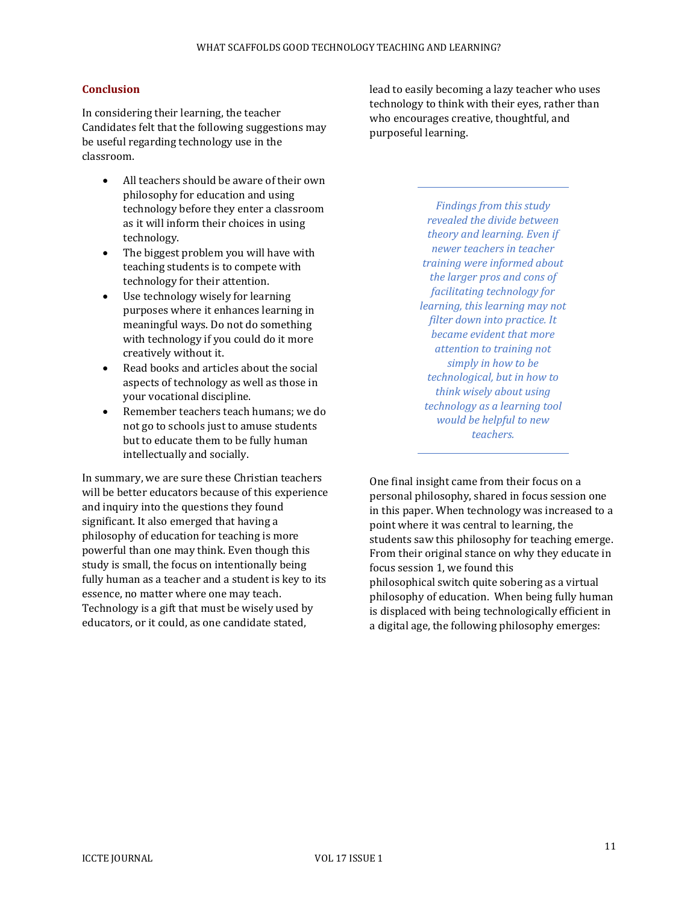## Conclusion

In considering their learning, the teacher Candidates felt that the following suggestions may be useful regarding technology use in the classroom.

- All teachers should be aware of their own philosophy for education and using technology before they enter a classroom as it will inform their choices in using technology.
- The biggest problem you will have with teaching students is to compete with technology for their attention.
- Use technology wisely for learning purposes where it enhances learning in meaningful ways. Do not do something with technology if you could do it more creatively without it.
- Read books and articles about the social aspects of technology as well as those in your vocational discipline.
- Remember teachers teach humans; we do not go to schools just to amuse students but to educate them to be fully human intellectually and socially.

In summary, we are sure these Christian teachers will be better educators because of this experience and inquiry into the questions they found significant. It also emerged that having a philosophy of education for teaching is more powerful than one may think. Even though this study is small, the focus on intentionally being fully human as a teacher and a student is key to its essence, no matter where one may teach. Technology is a gift that must be wisely used by educators, or it could, as one candidate stated, lead to easily becoming a lazy teacher who uses technology to think with their eyes, rather than who encourages creative, thoughtful, and purposeful learning.

*Findings from this study revealed the divide between theory and learning. Even if newer teachers in teacher training were informed about the larger pros and cons of facilitating technology for learning, this learning may not filter down into practice. It became evident that more attention to training not simply in how to be technological, but in how to think wisely about using technology as a learning tool would be helpful to new teachers.*

One final insight came from their focus on a personal philosophy, shared in focus session one in this paper. When technology was increased to a point where it was central to learning, the students saw this philosophy for teaching emerge. From their original stance on why they educate in focus session 1, we found this philosophical switch quite sobering as a virtual philosophy of education. When being fully human is displaced with being technologically efficient in a digital age, the following philosophy emerges: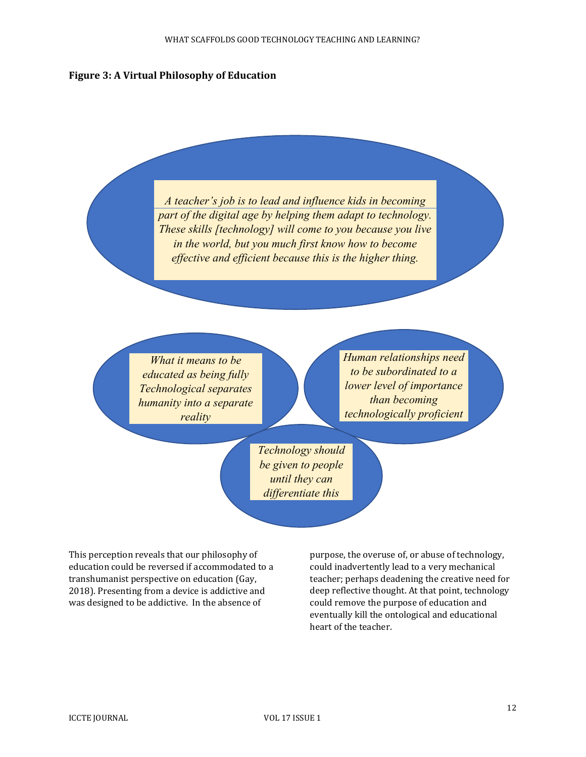**Figure 3: A Virtual Philosophy of Education**

*A teacher's job is to lead and influence kids in becoming part of the digital age by helping them adapt to technology. These skills [technology] will come to you because you live in the world, but you much first know how to become effective and efficient because this is the higher thing.*

*What it means to be educated as being fully Technological separates humanity into a separate reality*

*Human relationships need to be subordinated to a lower level of importance than becoming technologically proficient*

*Technology should be given to people until they can differentiate this*

This perception reveals that our philosophy of education could be reversed if accommodated to a transhumanist perspective on education (Gay, 2018). Presenting from a device is addictive and was designed to be addictive. In the absence of purpose, the overuse of, or abuse of technology, could inadvertently lead to a very mechanical teacher; perhaps deadening the creative need for deep reflective thought. At that point, technology could remove the purpose of education and eventually kill the ontological and educational heart of the teacher.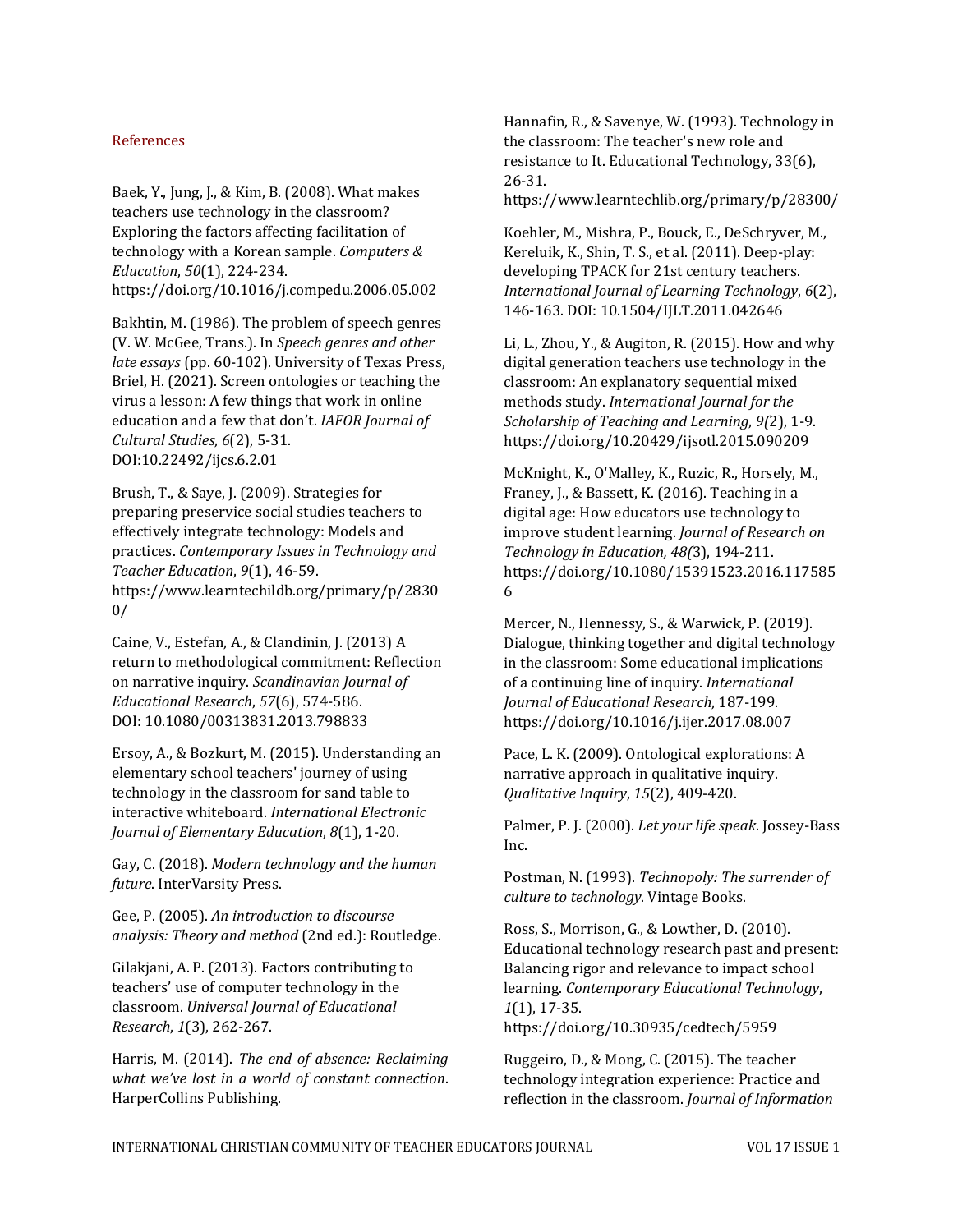## References

Baek, Y., Jung, J., & Kim, B. (2008). What makes teachers use technology in the classroom? Exploring the factors affecting facilitation of technology with a Korean sample. *Computers & Education*, *50*(1), 224-234. https://doi.org/10.1016/j.compedu.2006.05.002

Bakhtin, M. (1986). The problem of speech genres (V. W. McGee, Trans.). In *Speech genres and other late essays* (pp. 60-102). University of Texas Press, Briel, H. (2021). Screen ontologies or teaching the virus a lesson: A few things that work in online education and a few that don't. *IAFOR Journal of Cultural Studies*, *6*(2), 5-31. DOI:10.22492/ijcs.6.2.01

Brush, T., & Saye, J. (2009). Strategies for preparing preservice social studies teachers to effectively integrate technology: Models and practices. *Contemporary Issues in Technology and Teacher Education*, *9*(1), 46-59. https://www.learntechildb.org/primary/p/28300/

Caine, V., Estefan, A., & Clandinin, J. (2013) A return to methodological commitment: Reflection on narrative inquiry. *Scandinavian Journal of Educational Research*, *57*(6), 574-586. DOI: 10.1080/00313831.2013.798833

Ersoy, A., & Bozkurt, M. (2015). Understanding an elementary school teachers' journey of using technology in the classroom for sand table to interactive whiteboard. *International Electronic Journal of Elementary Education*, *8*(1), 1-20.

Gay, C. (2018). *Modern technology and the human future*. InterVarsity Press.

Gee, P. (2005). *An introduction to discourse analysis: Theory and method* (2nd ed.): Routledge.

Gilakjani, A. P. (2013). Factors contributing to teachers' use of computer technology in the classroom. *Universal Journal of Educational Research*, *1*(3), 262-267.

Harris, M. (2014). *The end of absence: Reclaiming what we've lost in a world of constant connection*. HarperCollins Publishing.

Hannafin, R., & Savenye, W. (1993). Technology in the classroom: The teacher's new role and resistance to It. Educational Technology, 33(6), 26-31. https://www.learntechlib.org/primary/p/28300/

Koehler, M., Mishra, P., Bouck, E., DeSchryver, M., Kereluik, K., Shin, T. S., et al. (2011). Deep-play: developing TPACK for 21st century teachers. *International Journal of Learning Technology*, *6*(2), 146-163. DOI: 10.1504/IJLT.2011.042646

Li, L., Zhou, Y., & Augiton, R. (2015). How and why digital generation teachers use technology in the classroom: An explanatory sequential mixed methods study. *International Journal for the Scholarship of Teaching and Learning*, *9(*2), 1-9. https://doi.org/10.20429/ijsotl.2015.090209

McKnight, K., O'Malley, K., Ruzic, R., Horsely, M., Franey, J., & Bassett, K. (2016). Teaching in a digital age: How educators use technology to improve student learning. *Journal of Research on Technology in Education, 48(*3), 194-211. https://doi.org/10.1080/15391523.2016.1175856

Mercer, N., Hennessy, S., & Warwick, P. (2019). Dialogue, thinking together and digital technology in the classroom: Some educational implications of a continuing line of inquiry. *International Journal of Educational Research*, 187-199. https://doi.org/10.1016/j.ijer.2017.08.007

Pace, L. K. (2009). Ontological explorations: A narrative approach in qualitative inquiry. *Qualitative Inquiry*, *15*(2), 409-420.

Palmer, P. J. (2000). *Let your life speak*. Jossey-Bass Inc.

Postman, N. (1993). *Technopoly: The surrender of culture to technology*. Vintage Books.

Ross, S., Morrison, G., & Lowther, D. (2010). Educational technology research past and present: Balancing rigor and relevance to impact school learning. *Contemporary Educational Technology*, *1*(1), 17-35. https://doi.org/10.30935/cedtech/5959

Ruggeiro, D., & Mong, C. (2015). The teacher technology integration experience: Practice and reflection in the classroom. *Journal of Information*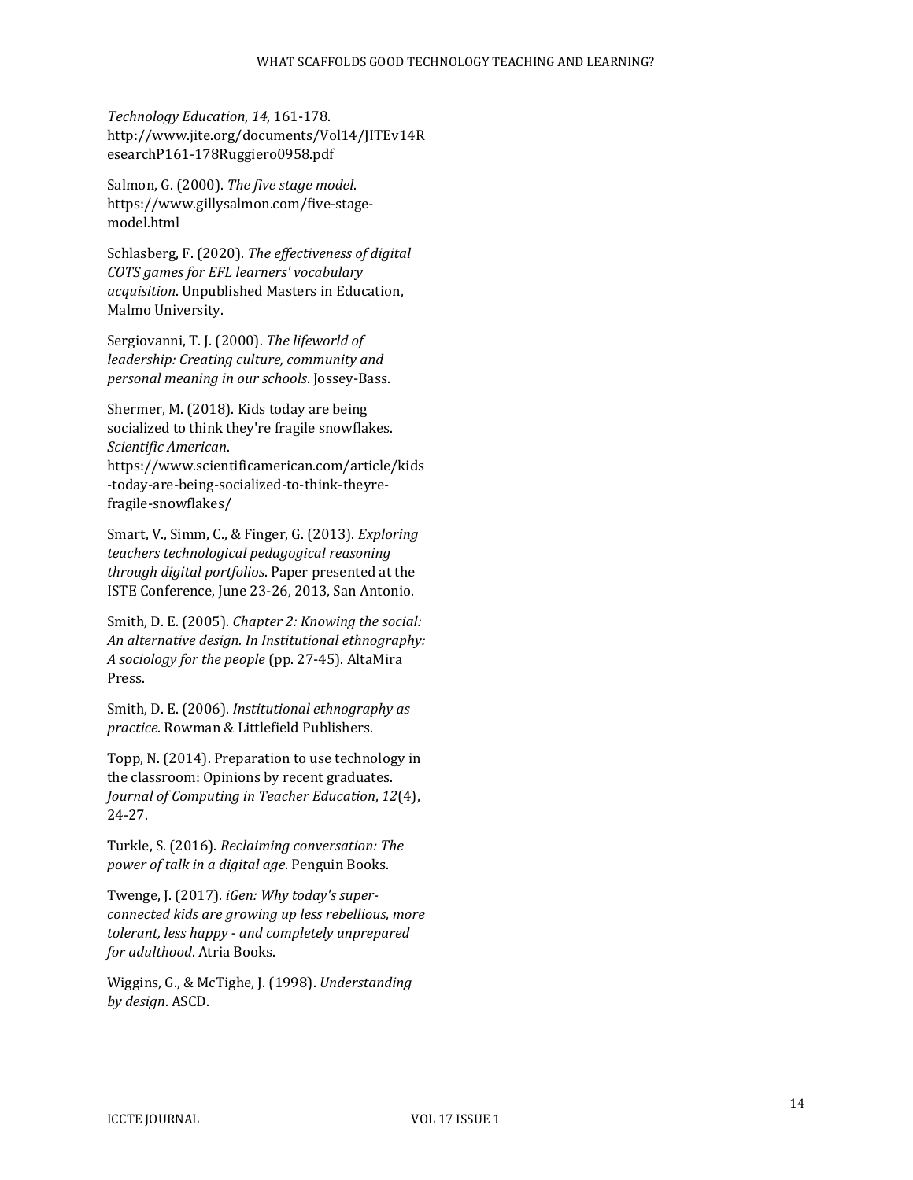*Technology Education*, *14*, 161-178. http://www.jite.org/documents/Vol14/JITEv14ResearchP161-178Ruggiero0958.pdf

Salmon, G. (2000). *The five stage model*. https://www.gillysalmon.com/five-stage-model.html

Schlasberg, F. (2020). *The effectiveness of digital COTS games for EFL learners' vocabulary acquisition*. Unpublished Masters in Education, Malmo University.

Sergiovanni, T. J. (2000). *The lifeworld of leadership: Creating culture, community and personal meaning in our schools*. Jossey-Bass.

Shermer, M. (2018). Kids today are being socialized to think they're fragile snowflakes. *Scientific American*. https://www.scientificamerican.com/article/kids-today-are-being-socialized-to-think-theyre-fragile-snowflakes/

Smart, V., Simm, C., & Finger, G. (2013). *Exploring teachers technological pedagogical reasoning through digital portfolios*. Paper presented at the ISTE Conference, June 23-26, 2013, San Antonio.

Smith, D. E. (2005). *Chapter 2: Knowing the social: An alternative design. In Institutional ethnography: A sociology for the people* (pp. 27-45). AltaMira Press.

Smith, D. E. (2006). *Institutional ethnography as practice*. Rowman & Littlefield Publishers.

Topp, N. (2014). Preparation to use technology in the classroom: Opinions by recent graduates. *Journal of Computing in Teacher Education*, *12*(4), 24-27.

Turkle, S. (2016). *Reclaiming conversation: The power of talk in a digital age*. Penguin Books.

Twenge, J. (2017). *iGen: Why today's super-connected kids are growing up less rebellious, more tolerant, less happy - and completely unprepared for adulthood*. Atria Books.

Wiggins, G., & McTighe, J. (1998). *Understanding by design*. ASCD.